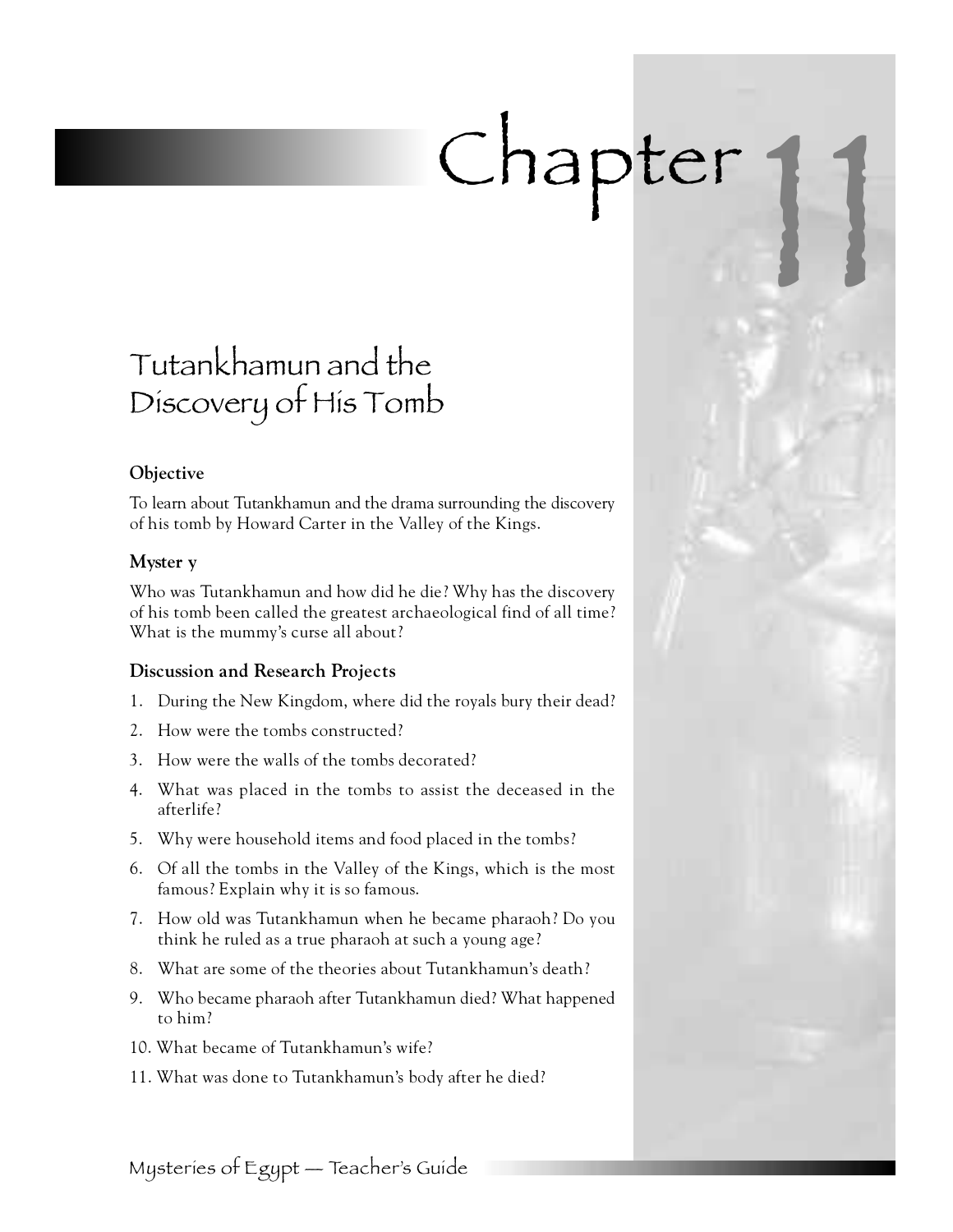# Chapter 11

## Tutankhamun and the Discovery of His Tomb

### Objective

To learn about Tutankhamun and the drama surrounding the discovery of his tomb by Howard Carter in the Valley of the Kings.

### Myster y

Who was Tutankhamun and how did he die? Why has the discovery of his tomb been called the greatest archaeological find of all time? What is the mummy's curse all about?

### Discussion and Research Projects

1. During the New Kingdom, where did the royals bury their dead?
2. How were the tombs constructed?
3. How were the walls of the tombs decorated?
4. What was placed in the tombs to assist the deceased in the afterlife?
5. Why were household items and food placed in the tombs?
6. Of all the tombs in the Valley of the Kings, which is the most famous? Explain why it is so famous.
7. How old was Tutankhamun when he became pharaoh? Do you think he ruled as a true pharaoh at such a young age?
8. What are some of the theories about Tutankhamun's death?
9. Who became pharaoh after Tutankhamun died? What happened to him?
10. What became of Tutankhamun's wife?
11. What was done to Tutankhamun's body after he died?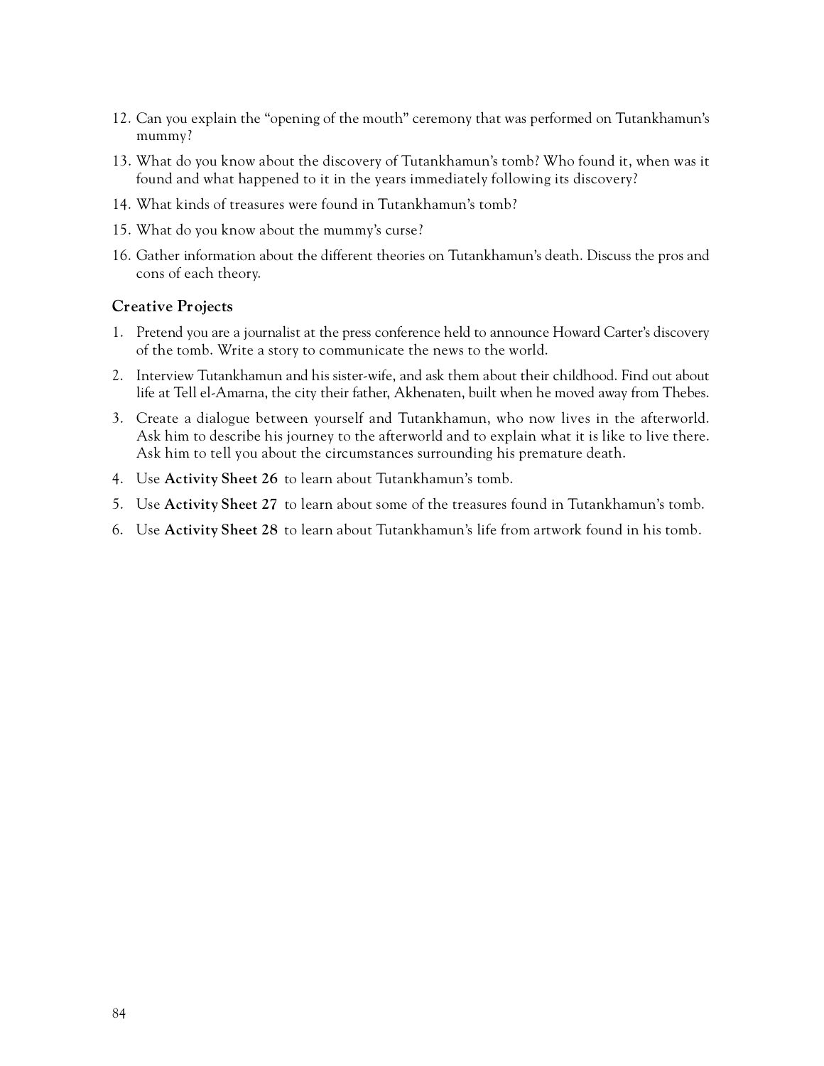12. Can you explain the "opening of the mouth" ceremony that was performed on Tutankhamun's mummy?
13. What do you know about the discovery of Tutankhamun's tomb? Who found it, when was it found and what happened to it in the years immediately following its discovery?
14. What kinds of treasures were found in Tutankhamun's tomb?
15. What do you know about the mummy's curse?
16. Gather information about the different theories on Tutankhamun's death. Discuss the pros and cons of each theory.

### Creative Projects

1. Pretend you are a journalist at the press conference held to announce Howard Carter's discovery of the tomb. Write a story to communicate the news to the world.
2. Interview Tutankhamun and his sister-wife, and ask them about their childhood. Find out about life at Tell el-Amarna, the city their father, Akhenaten, built when he moved away from Thebes.
3. Create a dialogue between yourself and Tutankhamun, who now lives in the afterworld. Ask him to describe his journey to the afterworld and to explain what it is like to live there. Ask him to tell you about the circumstances surrounding his premature death.
4. Use **Activity Sheet 26** to learn about Tutankhamun's tomb.
5. Use **Activity Sheet 27** to learn about some of the treasures found in Tutankhamun's tomb.
6. Use **Activity Sheet 28** to learn about Tutankhamun's life from artwork found in his tomb.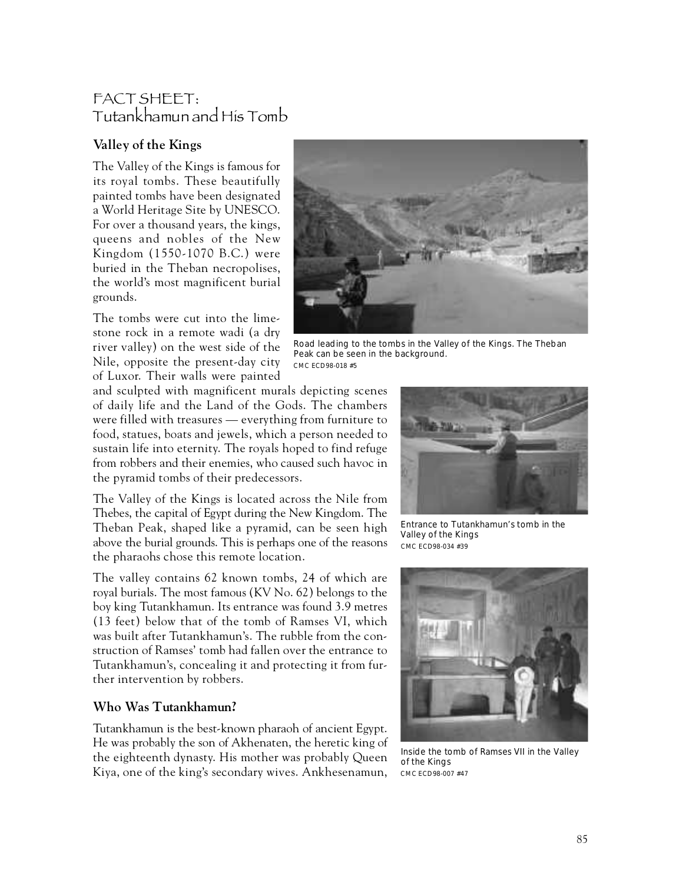# FACT SHEET: Tutankhamun and His Tomb

## Valley of the Kings

The Valley of the Kings is famous for its royal tombs. These beautifully painted tombs have been designated a World Heritage Site by UNESCO. For over a thousand years, the kings, queens and nobles of the New Kingdom (1550-1070 B.C.) were buried in the Theban necropolises, the world's most magnificent burial grounds.

The tombs were cut into the limestone rock in a remote wadi (a dry river valley) on the west side of the Nile, opposite the present-day city of Luxor. Their walls were painted and sculpted with magnificent murals depicting scenes of daily life and the Land of the Gods. The chambers were filled with treasures — everything from furniture to food, statues, boats and jewels, which a person needed to sustain life into eternity. The royals hoped to find refuge from robbers and their enemies, who caused such havoc in the pyramid tombs of their predecessors.

Road leading to the tombs in the Valley of the Kings. The Theban Peak can be seen in the background.
CMC ECD98-018 #5

The Valley of the Kings is located across the Nile from Thebes, the capital of Egypt during the New Kingdom. The Theban Peak, shaped like a pyramid, can be seen high above the burial grounds. This is perhaps one of the reasons the pharaohs chose this remote location.

Entrance to Tutankhamun's tomb in the Valley of the Kings
CMC ECD98-034 #39

The valley contains 62 known tombs, 24 of which are royal burials. The most famous (KV No. 62) belongs to the boy king Tutankhamun. Its entrance was found 3.9 metres (13 feet) below that of the tomb of Ramses VI, which was built after Tutankhamun's. The rubble from the construction of Ramses' tomb had fallen over the entrance to Tutankhamun's, concealing it and protecting it from further intervention by robbers.

Inside the tomb of Ramses VII in the Valley of the Kings
CMC ECD98-007 #47

## Who Was Tutankhamun?

Tutankhamun is the best-known pharaoh of ancient Egypt. He was probably the son of Akhenaten, the heretic king of the eighteenth dynasty. His mother was probably Queen Kiya, one of the king's secondary wives. Ankhesenamun,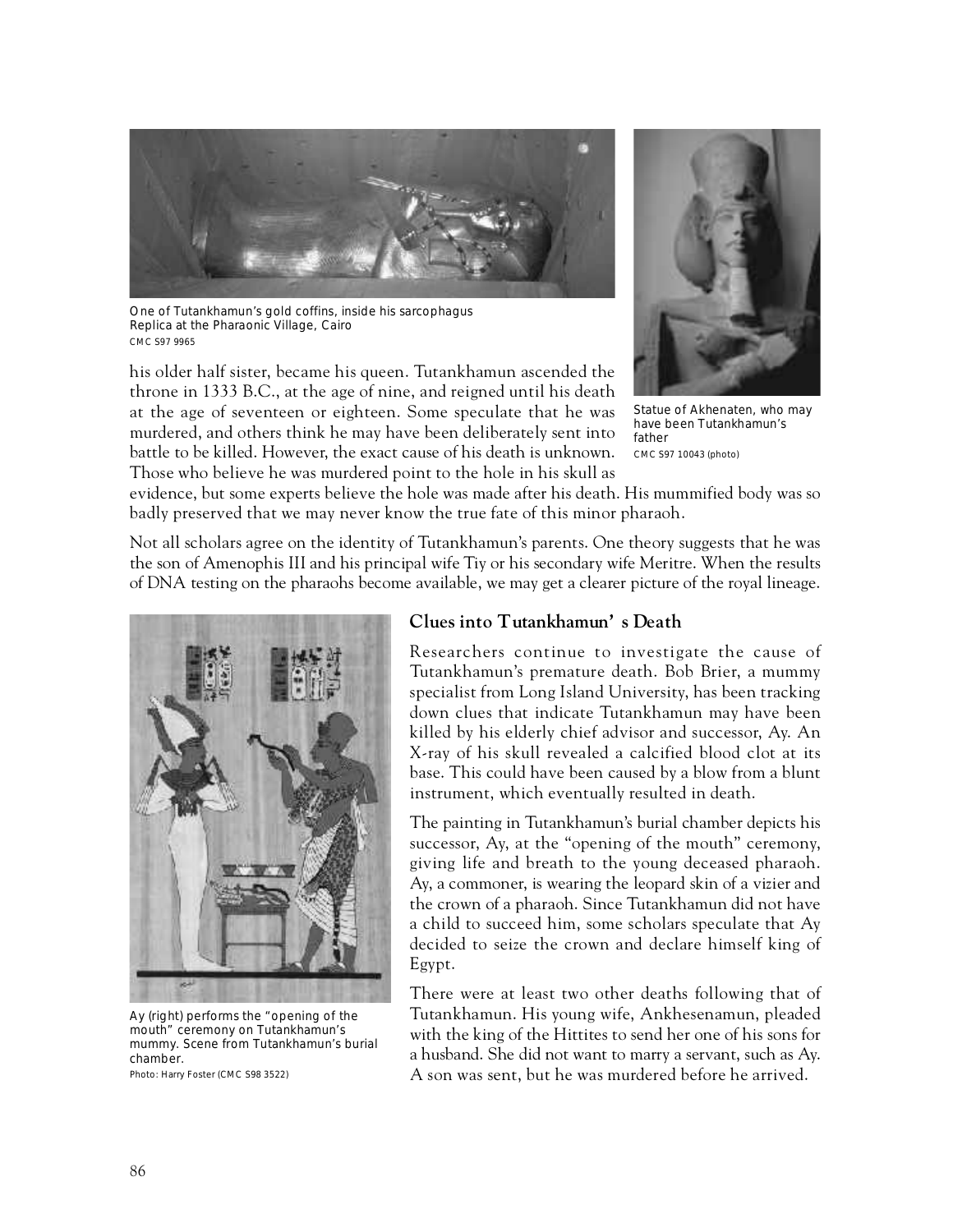One of Tutankhamun's gold coffins, inside his sarcophagus
Replica at the Pharaonic Village, Cairo
CMC S97 9965

Statue of Akhenaten, who may have been Tutankhamun's father
CMC S97 10043 (photo)

his older half sister, became his queen. Tutankhamun ascended the throne in 1333 B.C., at the age of nine, and reigned until his death at the age of seventeen or eighteen. Some speculate that he was murdered, and others think he may have been deliberately sent into battle to be killed. However, the exact cause of his death is unknown. Those who believe he was murdered point to the hole in his skull as evidence, but some experts believe the hole was made after his death. His mummified body was so badly preserved that we may never know the true fate of this minor pharaoh.

Not all scholars agree on the identity of Tutankhamun's parents. One theory suggests that he was the son of Amenophis III and his principal wife Tiy or his secondary wife Meritre. When the results of DNA testing on the pharaohs become available, we may get a clearer picture of the royal lineage.

Ay (right) performs the "opening of the mouth" ceremony on Tutankhamun's mummy. Scene from Tutankhamun's burial chamber.
Photo: Harry Foster (CMC S98 3522)

## Clues into Tutankhamun's Death

Researchers continue to investigate the cause of Tutankhamun's premature death. Bob Brier, a mummy specialist from Long Island University, has been tracking down clues that indicate Tutankhamun may have been killed by his elderly chief advisor and successor, Ay. An X-ray of his skull revealed a calcified blood clot at its base. This could have been caused by a blow from a blunt instrument, which eventually resulted in death.

The painting in Tutankhamun's burial chamber depicts his successor, Ay, at the "opening of the mouth" ceremony, giving life and breath to the young deceased pharaoh. Ay, a commoner, is wearing the leopard skin of a vizier and the crown of a pharaoh. Since Tutankhamun did not have a child to succeed him, some scholars speculate that Ay decided to seize the crown and declare himself king of Egypt.

There were at least two other deaths following that of Tutankhamun. His young wife, Ankhesenamun, pleaded with the king of the Hittites to send her one of his sons for a husband. She did not want to marry a servant, such as Ay. A son was sent, but he was murdered before he arrived.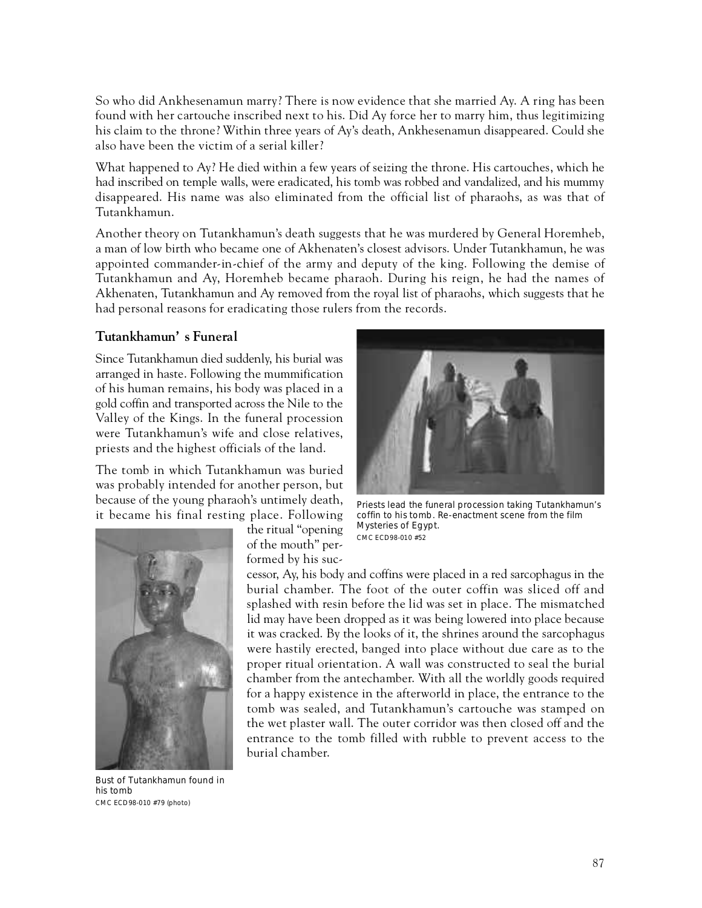So who did Ankhesenamun marry? There is now evidence that she married Ay. A ring has been found with her cartouche inscribed next to his. Did Ay force her to marry him, thus legitimizing his claim to the throne? Within three years of Ay's death, Ankhesenamun disappeared. Could she also have been the victim of a serial killer?

What happened to Ay? He died within a few years of seizing the throne. His cartouches, which he had inscribed on temple walls, were eradicated, his tomb was robbed and vandalized, and his mummy disappeared. His name was also eliminated from the official list of pharaohs, as was that of Tutankhamun.

Another theory on Tutankhamun's death suggests that he was murdered by General Horemheb, a man of low birth who became one of Akhenaten's closest advisors. Under Tutankhamun, he was appointed commander-in-chief of the army and deputy of the king. Following the demise of Tutankhamun and Ay, Horemheb became pharaoh. During his reign, he had the names of Akhenaten, Tutankhamun and Ay removed from the royal list of pharaohs, which suggests that he had personal reasons for eradicating those rulers from the records.

### Tutankhamun's Funeral

Since Tutankhamun died suddenly, his burial was arranged in haste. Following the mummification of his human remains, his body was placed in a gold coffin and transported across the Nile to the Valley of the Kings. In the funeral procession were Tutankhamun's wife and close relatives, priests and the highest officials of the land.

The tomb in which Tutankhamun was buried was probably intended for another person, but because of the young pharaoh's untimely death, it became his final resting place. Following the ritual "opening of the mouth" performed by his successor, Ay, his body and coffins were placed in a red sarcophagus in the burial chamber. The foot of the outer coffin was sliced off and splashed with resin before the lid was set in place. The mismatched lid may have been dropped as it was being lowered into place because it was cracked. By the looks of it, the shrines around the sarcophagus were hastily erected, banged into place without due care as to the proper ritual orientation. A wall was constructed to seal the burial chamber from the antechamber. With all the worldly goods required for a happy existence in the afterworld in place, the entrance to the tomb was sealed, and Tutankhamun's cartouche was stamped on the wet plaster wall. The outer corridor was then closed off and the entrance to the tomb filled with rubble to prevent access to the burial chamber.

Priests lead the funeral procession taking Tutankhamun's coffin to his tomb. Re-enactment scene from the film *Mysteries of Egypt*.
CMC ECD98-010 #52

Bust of Tutankhamun found in his tomb
CMC ECD98-010 #79 (photo)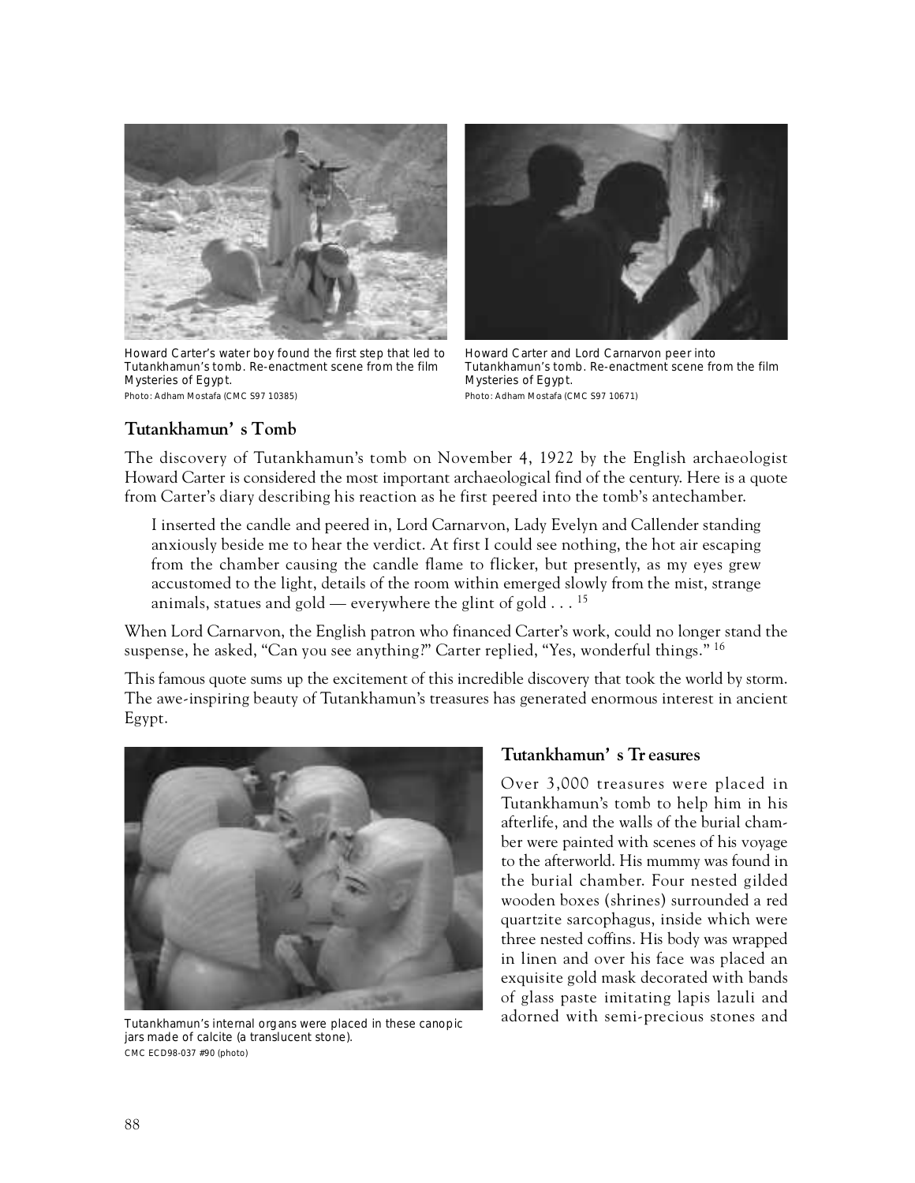Howard Carter's water boy found the first step that led to Tutankhamun's tomb. Re-enactment scene from the film Mysteries of Egypt.
Photo: Adham Mostafa (CMC S97 10385)

Howard Carter and Lord Carnarvon peer into Tutankhamun's tomb. Re-enactment scene from the film Mysteries of Egypt.
Photo: Adham Mostafa (CMC S97 10671)

## Tutankhamun's Tomb

The discovery of Tutankhamun's tomb on November 4, 1922 by the English archaeologist Howard Carter is considered the most important archaeological find of the century. Here is a quote from Carter's diary describing his reaction as he first peered into the tomb's antechamber.

> I inserted the candle and peered in, Lord Carnarvon, Lady Evelyn and Callender standing anxiously beside me to hear the verdict. At first I could see nothing, the hot air escaping from the chamber causing the candle flame to flicker, but presently, as my eyes grew accustomed to the light, details of the room within emerged slowly from the mist, strange animals, statues and gold — everywhere the glint of gold . . . [15]

When Lord Carnarvon, the English patron who financed Carter's work, could no longer stand the suspense, he asked, "Can you see anything?" Carter replied, "Yes, wonderful things." [16]

This famous quote sums up the excitement of this incredible discovery that took the world by storm. The awe-inspiring beauty of Tutankhamun's treasures has generated enormous interest in ancient Egypt.

Tutankhamun's internal organs were placed in these canopic jars made of calcite (a translucent stone).
CMC ECD98-037 #90 (photo)

## Tutankhamun's Treasures

Over 3,000 treasures were placed in Tutankhamun's tomb to help him in his afterlife, and the walls of the burial chamber were painted with scenes of his voyage to the afterworld. His mummy was found in the burial chamber. Four nested gilded wooden boxes (shrines) surrounded a red quartzite sarcophagus, inside which were three nested coffins. His body was wrapped in linen and over his face was placed an exquisite gold mask decorated with bands of glass paste imitating lapis lazuli and adorned with semi-precious stones and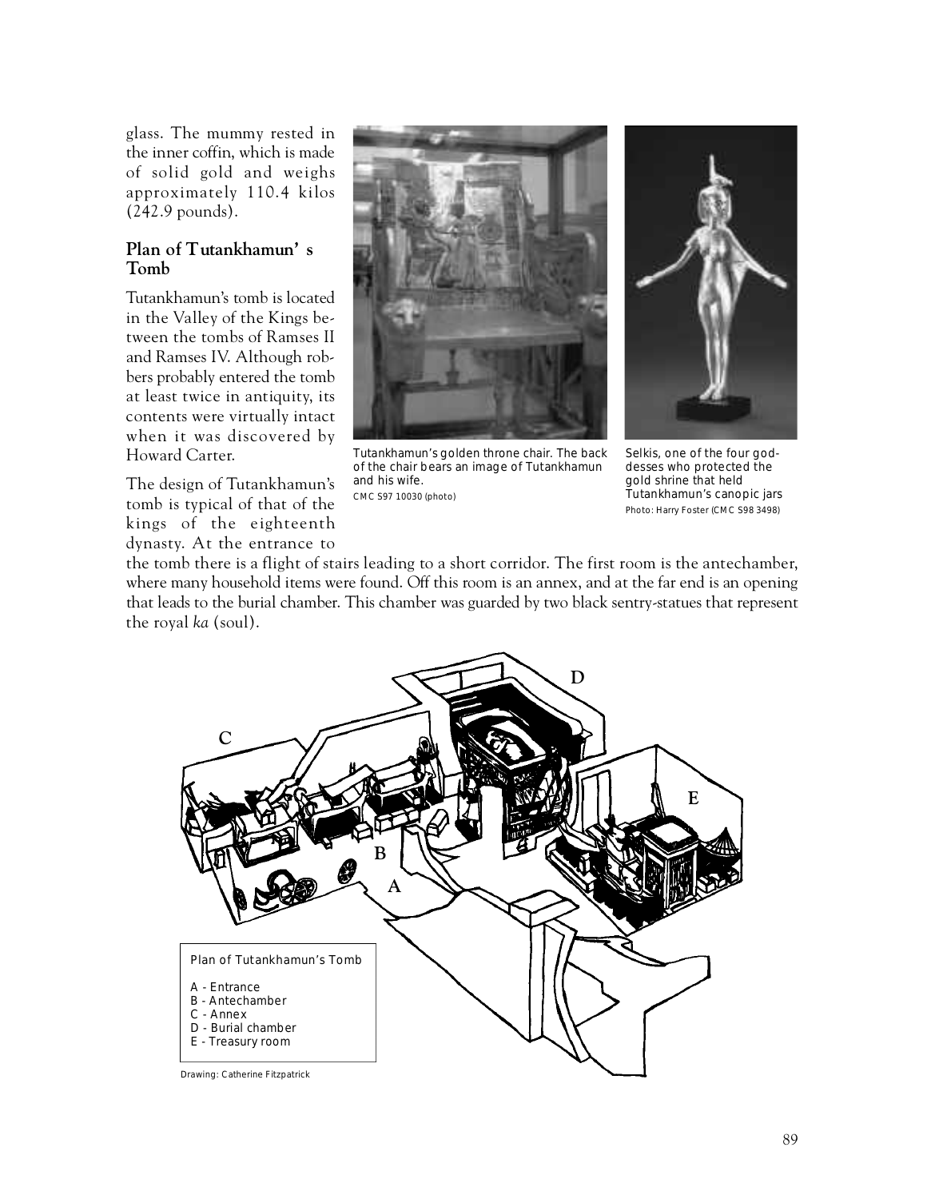glass. The mummy rested in the inner coffin, which is made of solid gold and weighs approximately 110.4 kilos (242.9 pounds).

## Plan of Tutankhamun's Tomb

Tutankhamun's tomb is located in the Valley of the Kings between the tombs of Ramses II and Ramses IV. Although robbers probably entered the tomb at least twice in antiquity, its contents were virtually intact when it was discovered by Howard Carter.

The design of Tutankhamun's tomb is typical of that of the kings of the eighteenth dynasty. At the entrance to the tomb there is a flight of stairs leading to a short corridor. The first room is the antechamber, where many household items were found. Off this room is an annex, and at the far end is an opening that leads to the burial chamber. This chamber was guarded by two black sentry-statues that represent the royal *ka* (soul).

Tutankhamun's golden throne chair. The back of the chair bears an image of Tutankhamun and his wife.
CMC S97 10030 (photo)

Selkis, one of the four goddesses who protected the gold shrine that held Tutankhamun's canopic jars
Photo: Harry Foster (CMC S98 3498)

Plan of Tutankhamun's Tomb

- A - Entrance
- B - Antechamber
- C - Annex
- D - Burial chamber
- E - Treasury room

Drawing: Catherine Fitzpatrick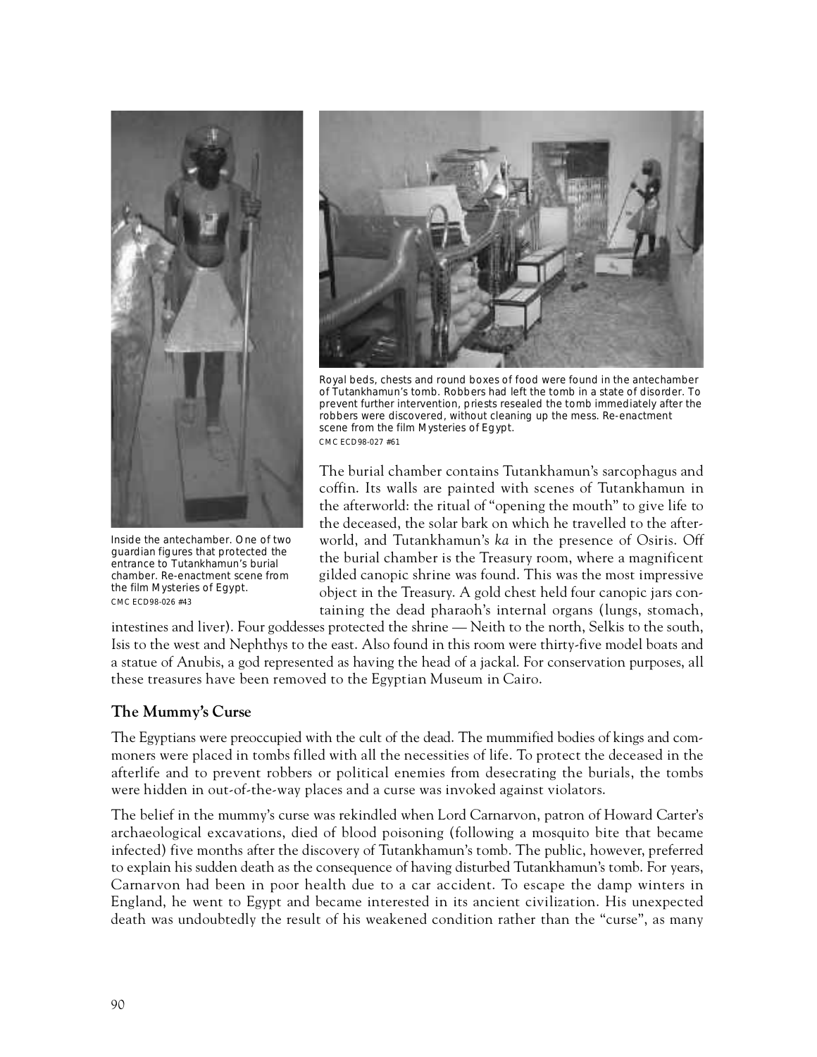Inside the antechamber. One of two guardian figures that protected the entrance to Tutankhamun's burial chamber. Re-enactment scene from the film Mysteries of Egypt.
CMC ECD98-026 #43

Royal beds, chests and round boxes of food were found in the antechamber of Tutankhamun's tomb. Robbers had left the tomb in a state of disorder. To prevent further intervention, priests resealed the tomb immediately after the robbers were discovered, without cleaning up the mess. Re-enactment scene from the film Mysteries of Egypt.
CMC ECD98-027 #61

The burial chamber contains Tutankhamun's sarcophagus and coffin. Its walls are painted with scenes of Tutankhamun in the afterworld: the ritual of "opening the mouth" to give life to the deceased, the solar bark on which he travelled to the afterworld, and Tutankhamun's *ka* in the presence of Osiris. Off the burial chamber is the Treasury room, where a magnificent gilded canopic shrine was found. This was the most impressive object in the Treasury. A gold chest held four canopic jars containing the dead pharaoh's internal organs (lungs, stomach, intestines and liver). Four goddesses protected the shrine — Neith to the north, Selkis to the south, Isis to the west and Nephthys to the east. Also found in this room were thirty-five model boats and a statue of Anubis, a god represented as having the head of a jackal. For conservation purposes, all these treasures have been removed to the Egyptian Museum in Cairo.

## The Mummy's Curse

The Egyptians were preoccupied with the cult of the dead. The mummified bodies of kings and commoners were placed in tombs filled with all the necessities of life. To protect the deceased in the afterlife and to prevent robbers or political enemies from desecrating the burials, the tombs were hidden in out-of-the-way places and a curse was invoked against violators.

The belief in the mummy's curse was rekindled when Lord Carnarvon, patron of Howard Carter's archaeological excavations, died of blood poisoning (following a mosquito bite that became infected) five months after the discovery of Tutankhamun's tomb. The public, however, preferred to explain his sudden death as the consequence of having disturbed Tutankhamun's tomb. For years, Carnarvon had been in poor health due to a car accident. To escape the damp winters in England, he went to Egypt and became interested in its ancient civilization. His unexpected death was undoubtedly the result of his weakened condition rather than the "curse", as many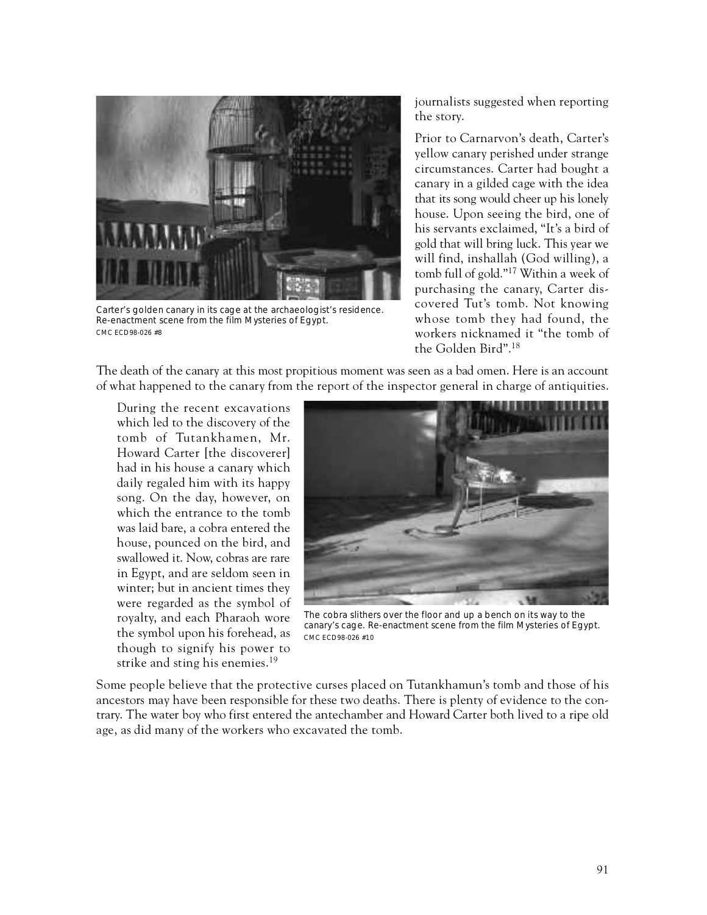journalists suggested when reporting the story.

Carter's golden canary in its cage at the archaeologist's residence. Re-enactment scene from the film Mysteries of Egypt.
CMC ECD98-026 #8

Prior to Carnarvon's death, Carter's yellow canary perished under strange circumstances. Carter had bought a canary in a gilded cage with the idea that its song would cheer up his lonely house. Upon seeing the bird, one of his servants exclaimed, "It's a bird of gold that will bring luck. This year we will find, inshallah (God willing), a tomb full of gold."[17] Within a week of purchasing the canary, Carter discovered Tut's tomb. Not knowing whose tomb they had found, the workers nicknamed it "the tomb of the Golden Bird".[18]

The death of the canary at this most propitious moment was seen as a bad omen. Here is an account of what happened to the canary from the report of the inspector general in charge of antiquities.

> During the recent excavations which led to the discovery of the tomb of Tutankhamen, Mr. Howard Carter [the discoverer] had in his house a canary which daily regaled him with its happy song. On the day, however, on which the entrance to the tomb was laid bare, a cobra entered the house, pounced on the bird, and swallowed it. Now, cobras are rare in Egypt, and are seldom seen in winter; but in ancient times they were regarded as the symbol of royalty, and each Pharaoh wore the symbol upon his forehead, as though to signify his power to strike and sting his enemies.[19]

The cobra slithers over the floor and up a bench on its way to the canary's cage. Re-enactment scene from the film Mysteries of Egypt.
CMC ECD98-026 #10

Some people believe that the protective curses placed on Tutankhamun's tomb and those of his ancestors may have been responsible for these two deaths. There is plenty of evidence to the contrary. The water boy who first entered the antechamber and Howard Carter both lived to a ripe old age, as did many of the workers who excavated the tomb.